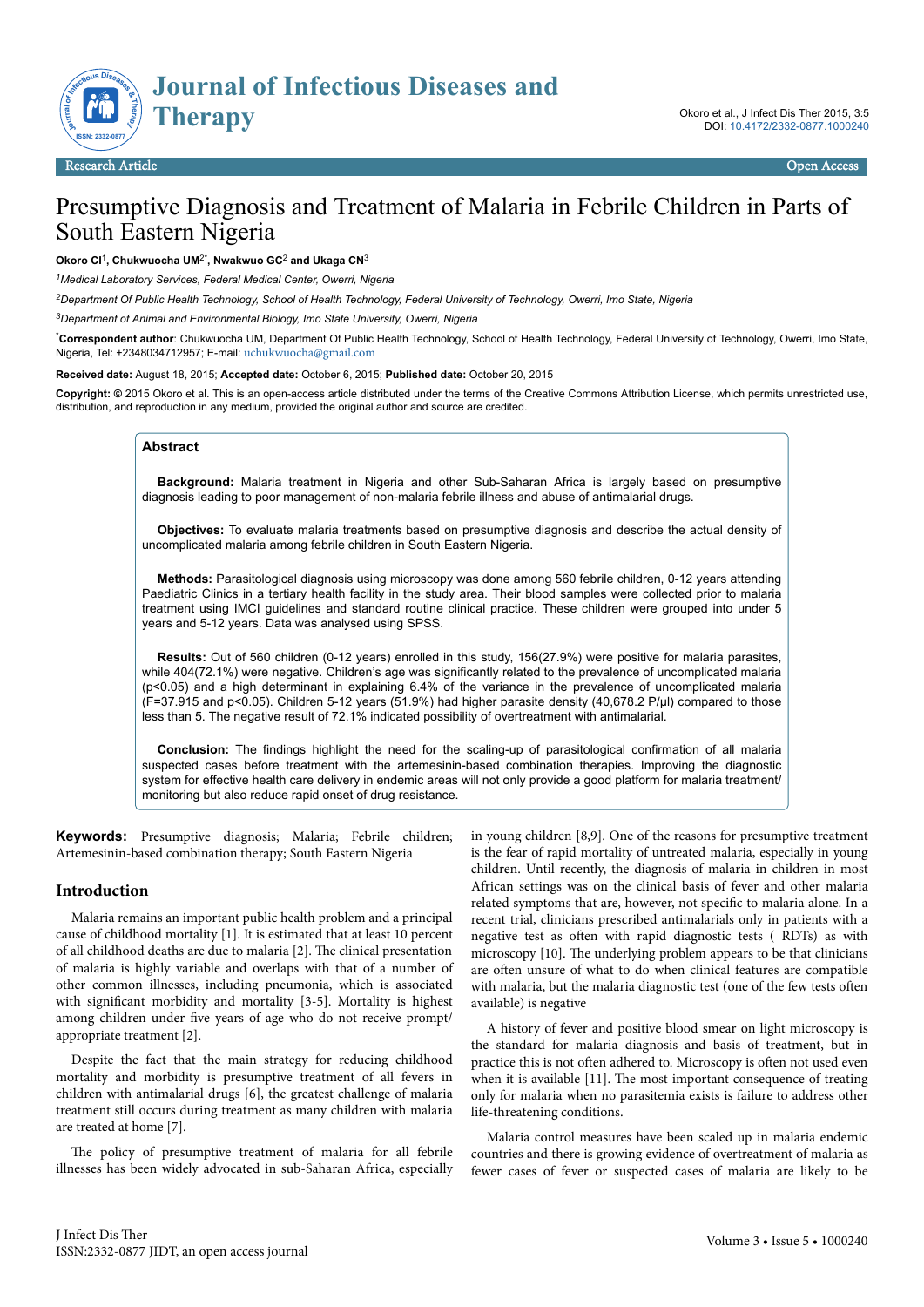# Presumptive Diagnosis and Treatment of Malaria in Febrile Children in Parts of South Eastern Nigeria

**Okoro CI[1], Chukwuocha UM[2*], Nwakwuo GC[2] and Ukaga CN[3]**

*[1]Medical Laboratory Services, Federal Medical Center, Owerri, Nigeria*

*[2]Department Of Public Health Technology, School of Health Technology, Federal University of Technology, Owerri, Imo State, Nigeria*

*[3]Department of Animal and Environmental Biology, Imo State University, Owerri, Nigeria*

[*]**Correspondent author**: Chukwuocha UM, Department Of Public Health Technology, School of Health Technology, Federal University of Technology, Owerri, Imo State, Nigeria, Tel: +2348034712957; E-mail: uchukwuocha@gmail.com

**Received date:** August 18, 2015; **Accepted date:** October 6, 2015; **Published date:** October 20, 2015

**Copyright:** © 2015 Okoro et al. This is an open-access article distributed under the terms of the Creative Commons Attribution License, which permits unrestricted use, distribution, and reproduction in any medium, provided the original author and source are credited.

## Abstract

**Background:** Malaria treatment in Nigeria and other Sub-Saharan Africa is largely based on presumptive diagnosis leading to poor management of non-malaria febrile illness and abuse of antimalarial drugs.

**Objectives:** To evaluate malaria treatments based on presumptive diagnosis and describe the actual density of uncomplicated malaria among febrile children in South Eastern Nigeria.

**Methods:** Parasitological diagnosis using microscopy was done among 560 febrile children, 0-12 years attending Paediatric Clinics in a tertiary health facility in the study area. Their blood samples were collected prior to malaria treatment using IMCI guidelines and standard routine clinical practice. These children were grouped into under 5 years and 5-12 years. Data was analysed using SPSS.

**Results:** Out of 560 children (0-12 years) enrolled in this study, 156(27.9%) were positive for malaria parasites, while 404(72.1%) were negative. Children's age was significantly related to the prevalence of uncomplicated malaria ($p<0.05$) and a high determinant in explaining 6.4% of the variance in the prevalence of uncomplicated malaria ($F=37.915$ and $p<0.05$). Children 5-12 years (51.9%) had higher parasite density (40,678.2 P/μl) compared to those less than 5. The negative result of 72.1% indicated possibility of overtreatment with antimalarial.

**Conclusion:** The findings highlight the need for the scaling-up of parasitological confirmation of all malaria suspected cases before treatment with the artemisinin-based combination therapies. Improving the diagnostic system for effective health care delivery in endemic areas will not only provide a good platform for malaria treatment/monitoring but also reduce rapid onset of drug resistance.

**Keywords:** Presumptive diagnosis; Malaria; Febrile children; Artemesinin-based combination therapy; South Eastern Nigeria

## Introduction

Malaria remains an important public health problem and a principal cause of childhood mortality [1]. It is estimated that at least 10 percent of all childhood deaths are due to malaria [2]. The clinical presentation of malaria is highly variable and overlaps with that of a number of other common illnesses, including pneumonia, which is associated with significant morbidity and mortality [3-5]. Mortality is highest among children under five years of age who do not receive prompt/appropriate treatment [2].

Despite the fact that the main strategy for reducing childhood mortality and morbidity is presumptive treatment of all fevers in children with antimalarial drugs [6], the greatest challenge of malaria treatment still occurs during treatment as many children with malaria are treated at home [7].

The policy of presumptive treatment of malaria for all febrile illnesses has been widely advocated in sub-Saharan Africa, especially in young children [8,9]. One of the reasons for presumptive treatment is the fear of rapid mortality of untreated malaria, especially in young children. Until recently, the diagnosis of malaria in children in most African settings was on the clinical basis of fever and other malaria related symptoms that are, however, not specific to malaria alone. In a recent trial, clinicians prescribed antimalarials only in patients with a negative test as often with rapid diagnostic tests ( RDTs) as with microscopy [10]. The underlying problem appears to be that clinicians are often unsure of what to do when clinical features are compatible with malaria, but the malaria diagnostic test (one of the few tests often available) is negative

A history of fever and positive blood smear on light microscopy is the standard for malaria diagnosis and basis of treatment, but in practice this is not often adhered to. Microscopy is often not used even when it is available [11]. The most important consequence of treating only for malaria when no parasitemia exists is failure to address other life-threatening conditions.

Malaria control measures have been scaled up in malaria endemic countries and there is growing evidence of overtreatment of malaria as fewer cases of fever or suspected cases of malaria are likely to be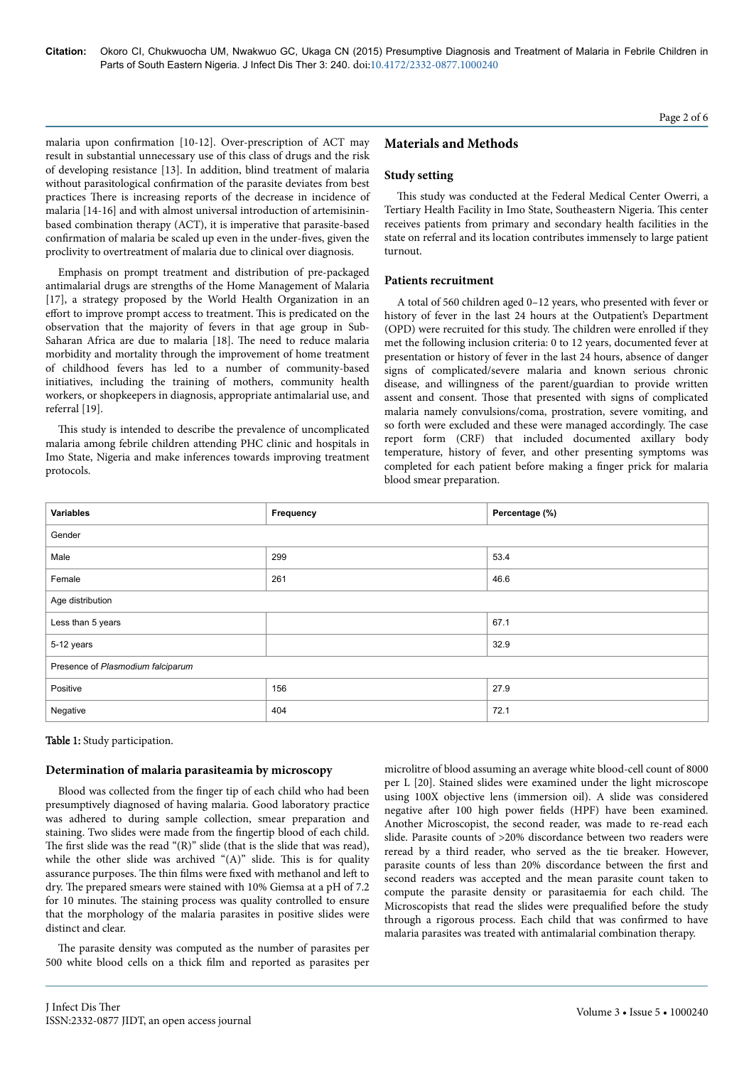malaria upon confirmation [10-12]. Over-prescription of ACT may result in substantial unnecessary use of this class of drugs and the risk of developing resistance [13]. In addition, blind treatment of malaria without parasitological confirmation of the parasite deviates from best practices There is increasing reports of the decrease in incidence of malaria [14-16] and with almost universal introduction of artemisinin-based combination therapy (ACT), it is imperative that parasite-based confirmation of malaria be scaled up even in the under-fives, given the proclivity to overtreatment of malaria due to clinical over diagnosis.

Emphasis on prompt treatment and distribution of pre-packaged antimalarial drugs are strengths of the Home Management of Malaria [17], a strategy proposed by the World Health Organization in an effort to improve prompt access to treatment. This is predicated on the observation that the majority of fevers in that age group in Sub-Saharan Africa are due to malaria [18]. The need to reduce malaria morbidity and mortality through the improvement of home treatment of childhood fevers has led to a number of community-based initiatives, including the training of mothers, community health workers, or shopkeepers in diagnosis, appropriate antimalarial use, and referral [19].

This study is intended to describe the prevalence of uncomplicated malaria among febrile children attending PHC clinic and hospitals in Imo State, Nigeria and make inferences towards improving treatment protocols.

## Materials and Methods

### Study setting

This study was conducted at the Federal Medical Center Owerri, a Tertiary Health Facility in Imo State, Southeastern Nigeria. This center receives patients from primary and secondary health facilities in the state on referral and its location contributes immensely to large patient turnout.

### Patients recruitment

A total of 560 children aged 0–12 years, who presented with fever or history of fever in the last 24 hours at the Outpatient's Department (OPD) were recruited for this study. The children were enrolled if they met the following inclusion criteria: 0 to 12 years, documented fever at presentation or history of fever in the last 24 hours, absence of danger signs of complicated/severe malaria and known serious chronic disease, and willingness of the parent/guardian to provide written assent and consent. Those that presented with signs of complicated malaria namely convulsions/coma, prostration, severe vomiting, and so forth were excluded and these were managed accordingly. The case report form (CRF) that included documented axillary body temperature, history of fever, and other presenting symptoms was completed for each patient before making a finger prick for malaria blood smear preparation.

| Variables | Frequency | Percentage (%) |
|---|---|---|
| Gender | | |
| Male | 299 | 53.4 |
| Female | 261 | 46.6 |
| Age distribution | | |
| Less than 5 years | | 67.1 |
| 5-12 years | | 32.9 |
| Presence of *Plasmodium falciparum* | | |
| Positive | 156 | 27.9 |
| Negative | 404 | 72.1 |

**Table 1:** Study participation.

### Determination of malaria parasiteamia by microscopy

Blood was collected from the finger tip of each child who had been presumptively diagnosed of having malaria. Good laboratory practice was adhered to during sample collection, smear preparation and staining. Two slides were made from the fingertip blood of each child. The first slide was the read "(R)" slide (that is the slide that was read), while the other slide was archived "(A)" slide. This is for quality assurance purposes. The thin films were fixed with methanol and left to dry. The prepared smears were stained with 10% Giemsa at a pH of 7.2 for 10 minutes. The staining process was quality controlled to ensure that the morphology of the malaria parasites in positive slides were distinct and clear.

The parasite density was computed as the number of parasites per 500 white blood cells on a thick film and reported as parasites per microlitre of blood assuming an average white blood-cell count of 8000 per L [20]. Stained slides were examined under the light microscope using 100X objective lens (immersion oil). A slide was considered negative after 100 high power fields (HPF) have been examined. Another Microscopist, the second reader, was made to re-read each slide. Parasite counts of >20% discordance between two readers were reread by a third reader, who served as the tie breaker. However, parasite counts of less than 20% discordance between the first and second readers was accepted and the mean parasite count taken to compute the parasite density or parasitaemia for each child. The Microscopists that read the slides were prequalified before the study through a rigorous process. Each child that was confirmed to have malaria parasites was treated with antimalarial combination therapy.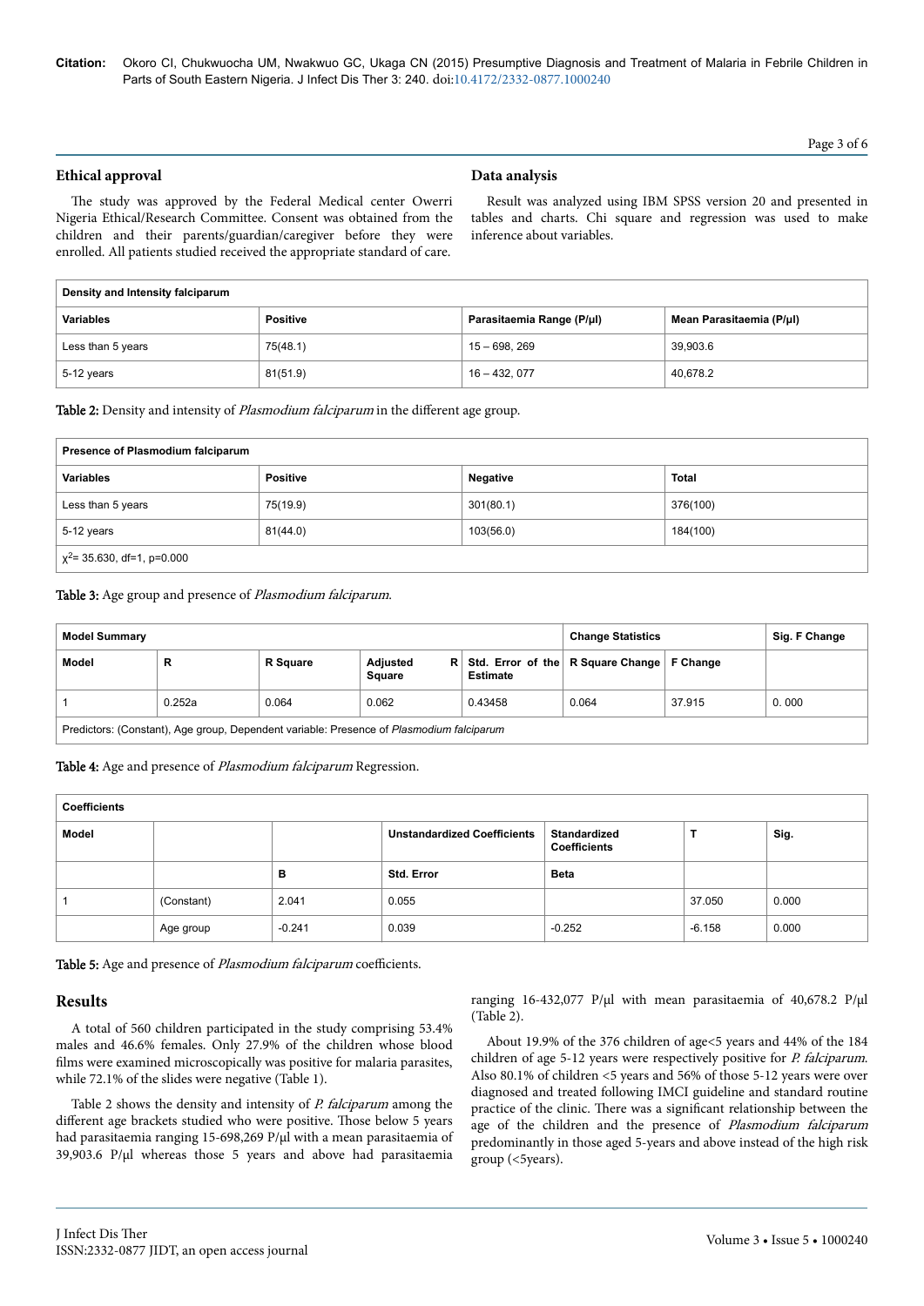## Ethical approval

The study was approved by the Federal Medical center Owerri Nigeria Ethical/Research Committee. Consent was obtained from the children and their parents/guardian/caregiver before they were enrolled. All patients studied received the appropriate standard of care.

## Data analysis

Result was analyzed using IBM SPSS version 20 and presented in tables and charts. Chi square and regression was used to make inference about variables.

| Density and Intensity falciparum | | | |
|---|---|---|---|
| **Variables** | **Positive** | **Parasitaemia Range (P/µl)** | **Mean Parasitaemia (P/µl)** |
| Less than 5 years | 75(48.1) | 15 – 698, 269 | 39,903.6 |
| 5-12 years | 81(51.9) | 16 – 432, 077 | 40,678.2 |

**Table 2:** Density and intensity of *Plasmodium falciparum* in the different age group.

| Presence of Plasmodium falciparum | | | |
|---|---|---|---|
| **Variables** | **Positive** | **Negative** | **Total** |
| Less than 5 years | 75(19.9) | 301(80.1) | 376(100) |
| 5-12 years | 81(44.0) | 103(56.0) | 184(100) |
| $\chi^2$= 35.630, df=1, p=0.000 | | | |

**Table 3:** Age group and presence of *Plasmodium falciparum*.

| Model Summary | | | | | Change Statistics | | Sig. F Change |
|---|---|---|---|---|---|---|---|
| **Model** | **R** | **R Square** | **Adjusted R Square** | **Std. Error of the Estimate** | **R Square Change** | **F Change** | |
| 1 | 0.252a | 0.064 | 0.062 | 0.43458 | 0.064 | 37.915 | 0. 000 |
| Predictors: (Constant), Age group, Dependent variable: Presence of *Plasmodium falciparum* | | | | | | | |

**Table 4:** Age and presence of *Plasmodium falciparum* Regression.

| Coefficients | | | | | | |
|---|---|---|---|---|---|---|
| **Model** | | | **Unstandardized Coefficients** | **Standardized Coefficients** | **T** | **Sig.** |
| | | **B** | **Std. Error** | **Beta** | | |
| 1 | (Constant) | 2.041 | 0.055 | | 37.050 | 0.000 |
| | Age group | -0.241 | 0.039 | -0.252 | -6.158 | 0.000 |

**Table 5:** Age and presence of *Plasmodium falciparum* coefficients.

## Results

A total of 560 children participated in the study comprising 53.4% males and 46.6% females. Only 27.9% of the children whose blood films were examined microscopically was positive for malaria parasites, while 72.1% of the slides were negative (Table 1).

Table 2 shows the density and intensity of *P. falciparum* among the different age brackets studied who were positive. Those below 5 years had parasitaemia ranging 15-698,269 P/µl with a mean parasitaemia of 39,903.6 P/µl whereas those 5 years and above had parasitaemia ranging 16-432,077 P/µl with mean parasitaemia of 40,678.2 P/µl (Table 2).

About 19.9% of the 376 children of age<5 years and 44% of the 184 children of age 5-12 years were respectively positive for *P. falciparum*. Also 80.1% of children <5 years and 56% of those 5-12 years were over diagnosed and treated following IMCI guideline and standard routine practice of the clinic. There was a significant relationship between the age of the children and the presence of *Plasmodium falciparum* predominantly in those aged 5-years and above instead of the high risk group (<5years).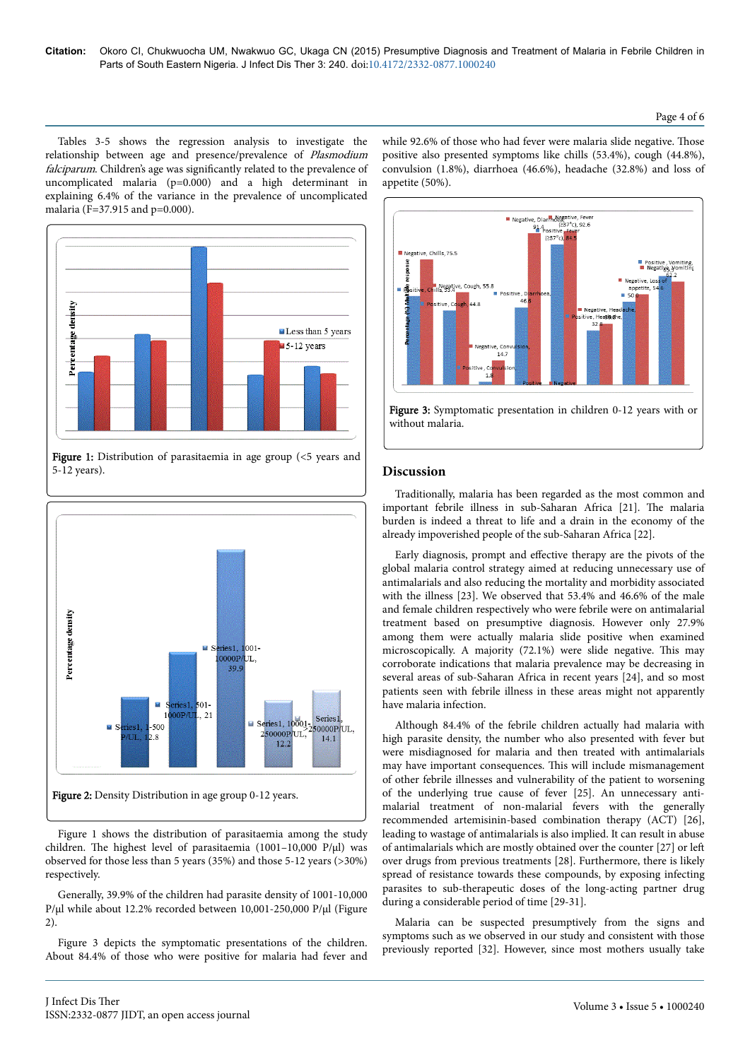Tables 3-5 shows the regression analysis to investigate the relationship between age and presence/prevalence of *Plasmodium falciparum*. Children's age was significantly related to the prevalence of uncomplicated malaria (p=0.000) and a high determinant in explaining 6.4% of the variance in the prevalence of uncomplicated malaria (F=37.915 and p=0.000).

**Figure 1:** Distribution of parasitaemia in age group (<5 years and 5-12 years).

**Figure 2:** Density Distribution in age group 0-12 years.

Figure 1 shows the distribution of parasitaemia among the study children. The highest level of parasitaemia (1001–10,000 P/µl) was observed for those less than 5 years (35%) and those 5-12 years (>30%) respectively.

Generally, 39.9% of the children had parasite density of 1001-10,000 P/µl while about 12.2% recorded between 10,001-250,000 P/µl (Figure 2).

Figure 3 depicts the symptomatic presentations of the children. About 84.4% of those who were positive for malaria had fever and while 92.6% of those who had fever were malaria slide negative. Those positive also presented symptoms like chills (53.4%), cough (44.8%), convulsion (1.8%), diarrhoea (46.6%), headache (32.8%) and loss of appetite (50%).

**Figure 3:** Symptomatic presentation in children 0-12 years with or without malaria.

## Discussion

Traditionally, malaria has been regarded as the most common and important febrile illness in sub-Saharan Africa [21]. The malaria burden is indeed a threat to life and a drain in the economy of the already impoverished people of the sub-Saharan Africa [22].

Early diagnosis, prompt and effective therapy are the pivots of the global malaria control strategy aimed at reducing unnecessary use of antimalarials and also reducing the mortality and morbidity associated with the illness [23]. We observed that 53.4% and 46.6% of the male and female children respectively who were febrile were on antimalarial treatment based on presumptive diagnosis. However only 27.9% among them were actually malaria slide positive when examined microscopically. A majority (72.1%) were slide negative. This may corroborate indications that malaria prevalence may be decreasing in several areas of sub-Saharan Africa in recent years [24], and so most patients seen with febrile illness in these areas might not apparently have malaria infection.

Although 84.4% of the febrile children actually had malaria with high parasite density, of the children who also presented with fever but were misdiagnosed for malaria and then treated with antimalarials may have important consequences. This will include mismanagement of other febrile illnesses and vulnerability of the patient to worsening of the underlying true cause of fever [25]. An unnecessary anti-malarial treatment of non-malarial fevers with the generally recommended artemisinin-based combination therapy (ACT) [26], leading to wastage of antimalarials is also implied. It can result in abuse of antimalarials which are mostly obtained over the counter [27] or left over drugs from previous treatments [28]. Furthermore, there is likely spread of resistance towards these compounds, by exposing infecting parasites to sub-therapeutic doses of the long-acting partner drug during a considerable period of time [29-31].

Malaria can be suspected presumptively from the signs and symptoms such as we observed in our study and consistent with those previously reported [32]. However, since most mothers usually take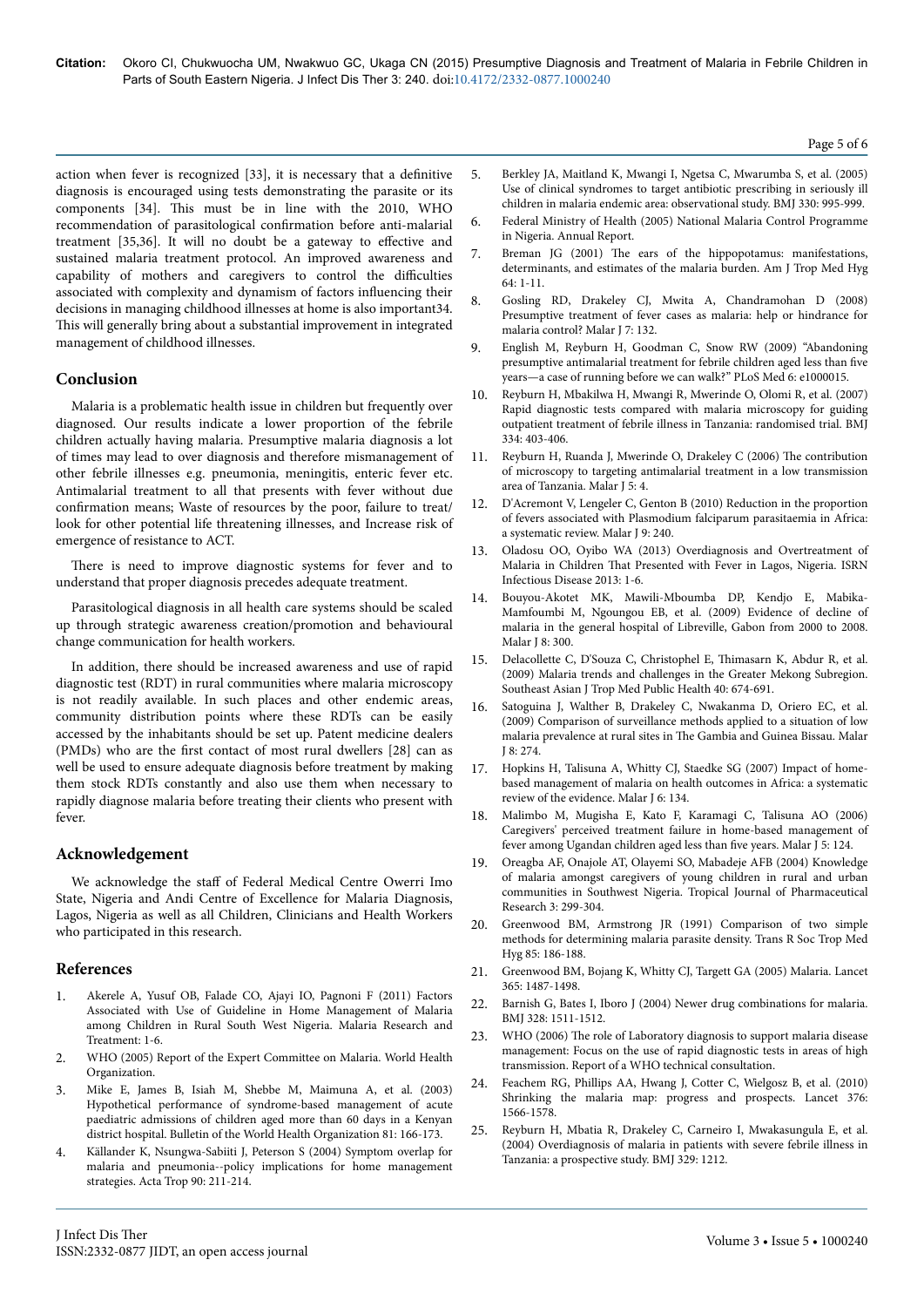action when fever is recognized [33], it is necessary that a definitive diagnosis is encouraged using tests demonstrating the parasite or its components [34]. This must be in line with the 2010, WHO recommendation of parasitological confirmation before anti-malarial treatment [35,36]. It will no doubt be a gateway to effective and sustained malaria treatment protocol. An improved awareness and capability of mothers and caregivers to control the difficulties associated with complexity and dynamism of factors influencing their decisions in managing childhood illnesses at home is also important34. This will generally bring about a substantial improvement in integrated management of childhood illnesses.

## Conclusion

Malaria is a problematic health issue in children but frequently over diagnosed. Our results indicate a lower proportion of the febrile children actually having malaria. Presumptive malaria diagnosis a lot of times may lead to over diagnosis and therefore mismanagement of other febrile illnesses e.g. pneumonia, meningitis, enteric fever etc. Antimalarial treatment to all that presents with fever without due confirmation means; Waste of resources by the poor, failure to treat/look for other potential life threatening illnesses, and Increase risk of emergence of resistance to ACT.

There is need to improve diagnostic systems for fever and to understand that proper diagnosis precedes adequate treatment.

Parasitological diagnosis in all health care systems should be scaled up through strategic awareness creation/promotion and behavioural change communication for health workers.

In addition, there should be increased awareness and use of rapid diagnostic test (RDT) in rural communities where malaria microscopy is not readily available. In such places and other endemic areas, community distribution points where these RDTs can be easily accessed by the inhabitants should be set up. Patent medicine dealers (PMDs) who are the first contact of most rural dwellers [28] can as well be used to ensure adequate diagnosis before treatment by making them stock RDTs constantly and also use them when necessary to rapidly diagnose malaria before treating their clients who present with fever.

## Acknowledgement

We acknowledge the staff of Federal Medical Centre Owerri Imo State, Nigeria and Andi Centre of Excellence for Malaria Diagnosis, Lagos, Nigeria as well as all Children, Clinicians and Health Workers who participated in this research.

## References

1. Akerele A, Yusuf OB, Falade CO, Ajayi IO, Pagnoni F (2011) Factors Associated with Use of Guideline in Home Management of Malaria among Children in Rural South West Nigeria. Malaria Research and Treatment: 1-6.
2. WHO (2005) Report of the Expert Committee on Malaria. World Health Organization.
3. Mike E, James B, Isiah M, Shebbe M, Maimuna A, et al. (2003) Hypothetical performance of syndrome-based management of acute paediatric admissions of children aged more than 60 days in a Kenyan district hospital. Bulletin of the World Health Organization 81: 166-173.
4. Källander K, Nsungwa-Sabiiti J, Peterson S (2004) Symptom overlap for malaria and pneumonia--policy implications for home management strategies. Acta Trop 90: 211-214.
5. Berkley JA, Maitland K, Mwangi I, Ngetsa C, Mwarumba S, et al. (2005) Use of clinical syndromes to target antibiotic prescribing in seriously ill children in malaria endemic area: observational study. BMJ 330: 995-999.
6. Federal Ministry of Health (2005) National Malaria Control Programme in Nigeria. Annual Report.
7. Breman JG (2001) The ears of the hippopotamus: manifestations, determinants, and estimates of the malaria burden. Am J Trop Med Hyg 64: 1-11.
8. Gosling RD, Drakeley CJ, Mwita A, Chandramohan D (2008) Presumptive treatment of fever cases as malaria: help or hindrance for malaria control? Malar J 7: 132.
9. English M, Reyburn H, Goodman C, Snow RW (2009) "Abandoning presumptive antimalarial treatment for febrile children aged less than five years—a case of running before we can walk?" PLoS Med 6: e1000015.
10. Reyburn H, Mbakilwa H, Mwangi R, Mwerinde O, Olomi R, et al. (2007) Rapid diagnostic tests compared with malaria microscopy for guiding outpatient treatment of febrile illness in Tanzania: randomised trial. BMJ 334: 403-406.
11. Reyburn H, Ruanda J, Mwerinde O, Drakeley C (2006) The contribution of microscopy to targeting antimalarial treatment in a low transmission area of Tanzania. Malar J 5: 4.
12. D'Acremont V, Lengeler C, Genton B (2010) Reduction in the proportion of fevers associated with Plasmodium falciparum parasitaemia in Africa: a systematic review. Malar J 9: 240.
13. Oladosu OO, Oyibo WA (2013) Overdiagnosis and Overtreatment of Malaria in Children That Presented with Fever in Lagos, Nigeria. ISRN Infectious Disease 2013: 1-6.
14. Bouyou-Akotet MK, Mawili-Mboumba DP, Kendjo E, Mabika-Mamfoumbi M, Ngoungou EB, et al. (2009) Evidence of decline of malaria in the general hospital of Libreville, Gabon from 2000 to 2008. Malar J 8: 300.
15. Delacollette C, D'Souza C, Christophel E, Thimasarn K, Abdur R, et al. (2009) Malaria trends and challenges in the Greater Mekong Subregion. Southeast Asian J Trop Med Public Health 40: 674-691.
16. Satoguina J, Walther B, Drakeley C, Nwakanma D, Oriero EC, et al. (2009) Comparison of surveillance methods applied to a situation of low malaria prevalence at rural sites in The Gambia and Guinea Bissau. Malar J 8: 274.
17. Hopkins H, Talisuna A, Whitty CJ, Staedke SG (2007) Impact of home-based management of malaria on health outcomes in Africa: a systematic review of the evidence. Malar J 6: 134.
18. Malimbo M, Mugisha E, Kato F, Karamagi C, Talisuna AO (2006) Caregivers' perceived treatment failure in home-based management of fever among Ugandan children aged less than five years. Malar J 5: 124.
19. Oreagba AF, Onajole AT, Olayemi SO, Mabadeje AFB (2004) Knowledge of malaria amongst caregivers of young children in rural and urban communities in Southwest Nigeria. Tropical Journal of Pharmaceutical Research 3: 299-304.
20. Greenwood BM, Armstrong JR (1991) Comparison of two simple methods for determining malaria parasite density. Trans R Soc Trop Med Hyg 85: 186-188.
21. Greenwood BM, Bojang K, Whitty CJ, Targett GA (2005) Malaria. Lancet 365: 1487-1498.
22. Barnish G, Bates I, Iboro J (2004) Newer drug combinations for malaria. BMJ 328: 1511-1512.
23. WHO (2006) The role of Laboratory diagnosis to support malaria disease management: Focus on the use of rapid diagnostic tests in areas of high transmission. Report of a WHO technical consultation.
24. Feachem RG, Phillips AA, Hwang J, Cotter C, Wielgosz B, et al. (2010) Shrinking the malaria map: progress and prospects. Lancet 376: 1566-1578.
25. Reyburn H, Mbatia R, Drakeley C, Carneiro I, Mwakasungula E, et al. (2004) Overdiagnosis of malaria in patients with severe febrile illness in Tanzania: a prospective study. BMJ 329: 1212.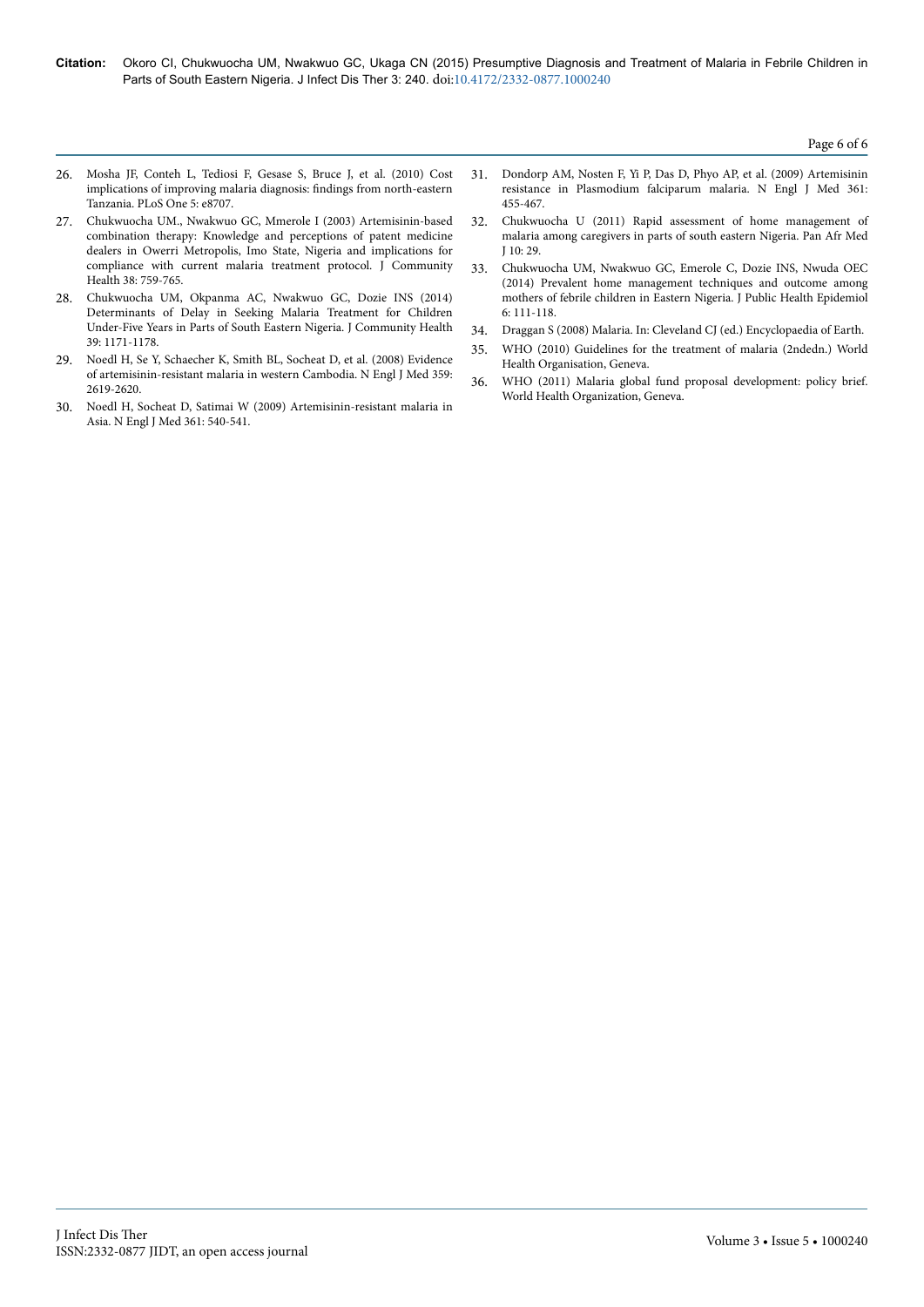26. Mosha JF, Conteh L, Tediosi F, Gesase S, Bruce J, et al. (2010) Cost implications of improving malaria diagnosis: findings from north-eastern Tanzania. PLoS One 5: e8707.
27. Chukwuocha UM., Nwakwuo GC, Mmerole I (2003) Artemisinin-based combination therapy: Knowledge and perceptions of patent medicine dealers in Owerri Metropolis, Imo State, Nigeria and implications for compliance with current malaria treatment protocol. J Community Health 38: 759-765.
28. Chukwuocha UM, Okpanma AC, Nwakwuo GC, Dozie INS (2014) Determinants of Delay in Seeking Malaria Treatment for Children Under-Five Years in Parts of South Eastern Nigeria. J Community Health 39: 1171-1178.
29. Noedl H, Se Y, Schaecher K, Smith BL, Socheat D, et al. (2008) Evidence of artemisinin-resistant malaria in western Cambodia. N Engl J Med 359: 2619-2620.
30. Noedl H, Socheat D, Satimai W (2009) Artemisinin-resistant malaria in Asia. N Engl J Med 361: 540-541.
31. Dondorp AM, Nosten F, Yi P, Das D, Phyo AP, et al. (2009) Artemisinin resistance in Plasmodium falciparum malaria. N Engl J Med 361: 455-467.
32. Chukwuocha U (2011) Rapid assessment of home management of malaria among caregivers in parts of south eastern Nigeria. Pan Afr Med J 10: 29.
33. Chukwuocha UM, Nwakwuo GC, Emerole C, Dozie INS, Nwuda OEC (2014) Prevalent home management techniques and outcome among mothers of febrile children in Eastern Nigeria. J Public Health Epidemiol 6: 111-118.
34. Draggan S (2008) Malaria. In: Cleveland CJ (ed.) Encyclopaedia of Earth.
35. WHO (2010) Guidelines for the treatment of malaria (2ndedn.) World Health Organisation, Geneva.
36. WHO (2011) Malaria global fund proposal development: policy brief. World Health Organization, Geneva.